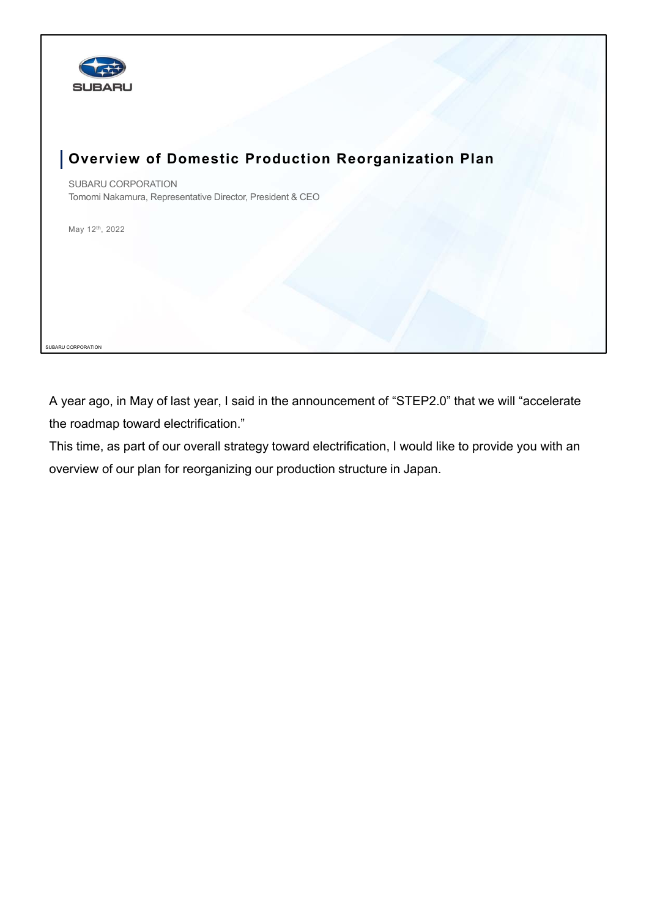# Overview of Domestic Production Reorganization Plan

SUBARU CORPORATION
Tomomi Nakamura, Representative Director, President & CEO

May 12th, 2022

A year ago, in May of last year, I said in the announcement of "STEP2.0" that we will "accelerate the roadmap toward electrification."

This time, as part of our overall strategy toward electrification, I would like to provide you with an overview of our plan for reorganizing our production structure in Japan.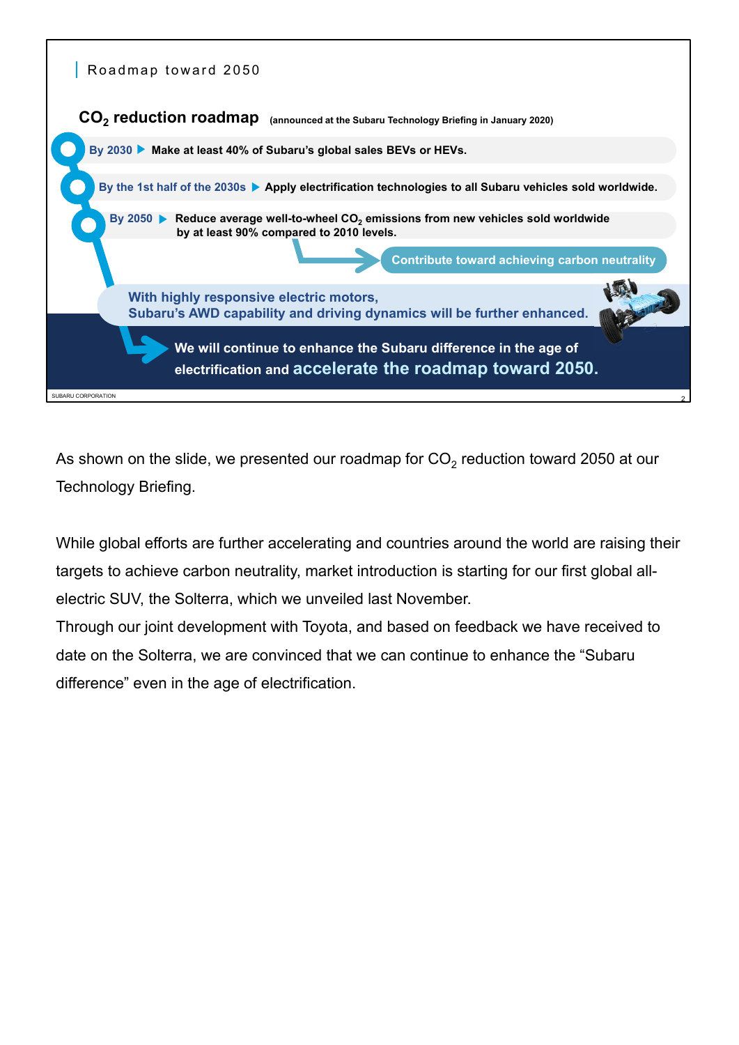## Roadmap toward 2050

### $CO_2$ reduction roadmap (announced at the Subaru Technology Briefing in January 2020)

- **By 2030** ▶ **Make at least 40% of Subaru's global sales BEVs or HEVs.**
- **By the 1st half of the 2030s** ▶ **Apply electrification technologies to all Subaru vehicles sold worldwide.**
- **By 2050** ▶ **Reduce average well-to-wheel $CO_2$ emissions from new vehicles sold worldwide by at least 90% compared to 2010 levels.**

→ **Contribute toward achieving carbon neutrality**

**With highly responsive electric motors, Subaru's AWD capability and driving dynamics will be further enhanced.**

**We will continue to enhance the Subaru difference in the age of electrification and accelerate the roadmap toward 2050.**

As shown on the slide, we presented our roadmap for $CO_2$ reduction toward 2050 at our Technology Briefing.

While global efforts are further accelerating and countries around the world are raising their targets to achieve carbon neutrality, market introduction is starting for our first global all-electric SUV, the Solterra, which we unveiled last November.
Through our joint development with Toyota, and based on feedback we have received to date on the Solterra, we are convinced that we can continue to enhance the "Subaru difference" even in the age of electrification.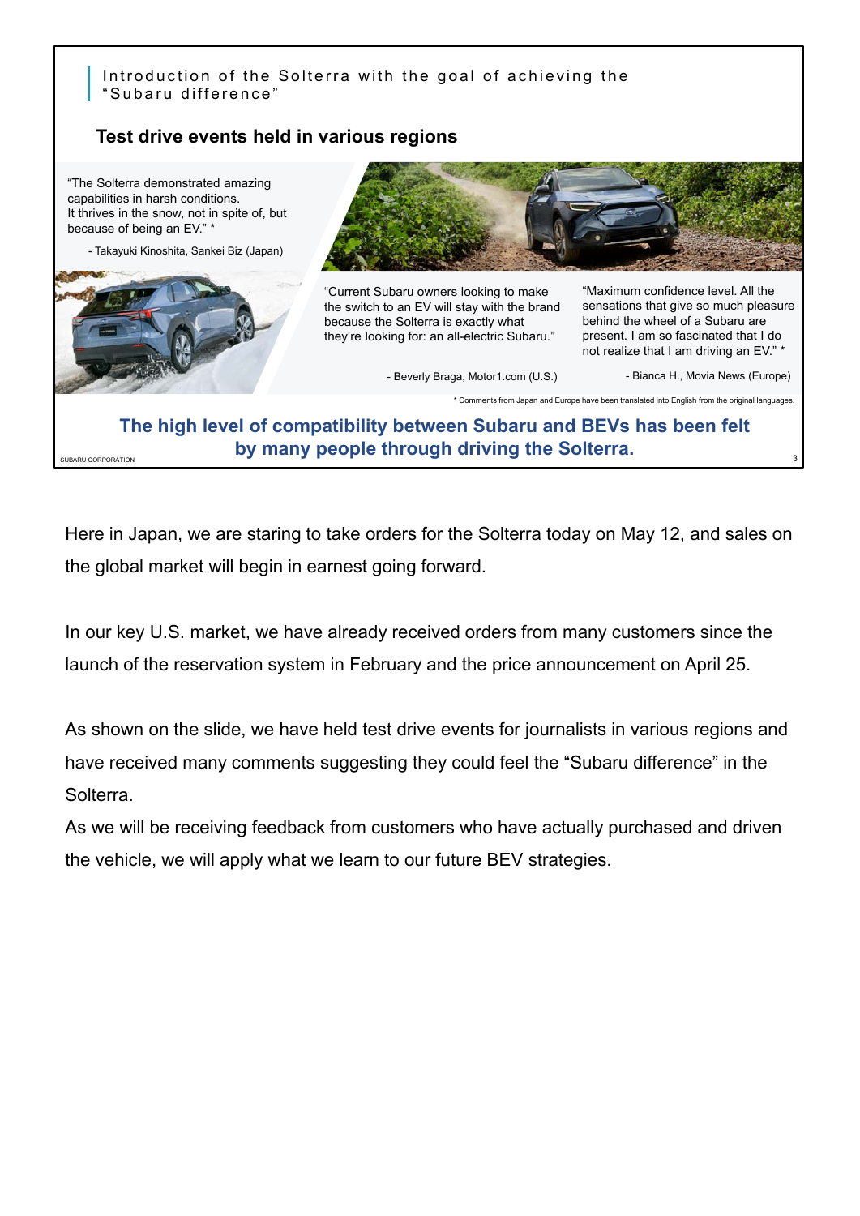## Introduction of the Solterra with the goal of achieving the "Subaru difference"

### Test drive events held in various regions

"The Solterra demonstrated amazing capabilities in harsh conditions.
It thrives in the snow, not in spite of, but because of being an EV." *

- Takayuki Kinoshita, Sankei Biz (Japan)

"Current Subaru owners looking to make the switch to an EV will stay with the brand because the Solterra is exactly what they're looking for: an all-electric Subaru."

- Beverly Braga, Motor1.com (U.S.)

"Maximum confidence level. All the sensations that give so much pleasure behind the wheel of a Subaru are present. I am so fascinated that I do not realize that I am driving an EV." *

- Bianca H., Movia News (Europe)

* Comments from Japan and Europe have been translated into English from the original languages.

**The high level of compatibility between Subaru and BEVs has been felt by many people through driving the Solterra.**

Here in Japan, we are staring to take orders for the Solterra today on May 12, and sales on the global market will begin in earnest going forward.

In our key U.S. market, we have already received orders from many customers since the launch of the reservation system in February and the price announcement on April 25.

As shown on the slide, we have held test drive events for journalists in various regions and have received many comments suggesting they could feel the "Subaru difference" in the Solterra.
As we will be receiving feedback from customers who have actually purchased and driven the vehicle, we will apply what we learn to our future BEV strategies.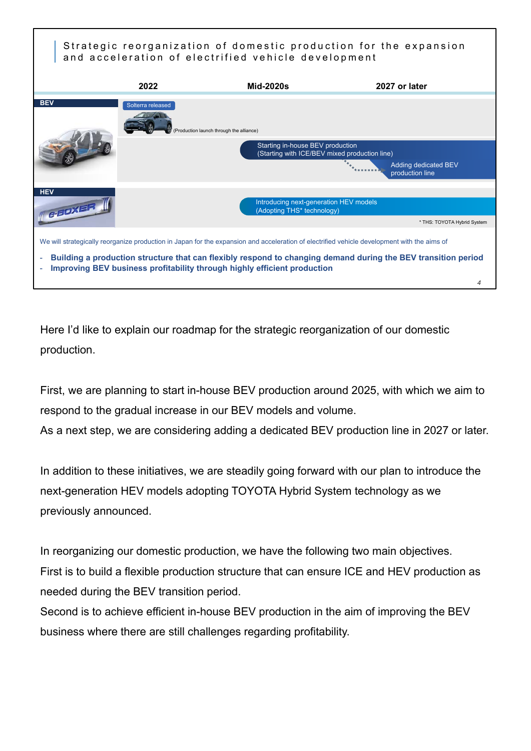## Strategic reorganization of domestic production for the expansion and acceleration of electrified vehicle development

| | 2022 | Mid-2020s | 2027 or later |
|---|---|---|---|
| BEV | Solterra released (Production launch through the alliance) | | |
| | | Starting in-house BEV production (Starting with ICE/BEV mixed production line) | Adding dedicated BEV production line |
| HEV | | Introducing next-generation HEV models (Adopting THS* technology) | |

* THS: TOYOTA Hybrid System

We will strategically reorganize production in Japan for the expansion and acceleration of electrified vehicle development with the aims of

- **Building a production structure that can flexibly respond to changing demand during the BEV transition period**
- **Improving BEV business profitability through highly efficient production**

Here I'd like to explain our roadmap for the strategic reorganization of our domestic production.

First, we are planning to start in-house BEV production around 2025, with which we aim to respond to the gradual increase in our BEV models and volume.
As a next step, we are considering adding a dedicated BEV production line in 2027 or later.

In addition to these initiatives, we are steadily going forward with our plan to introduce the next-generation HEV models adopting TOYOTA Hybrid System technology as we previously announced.

In reorganizing our domestic production, we have the following two main objectives.
First is to build a flexible production structure that can ensure ICE and HEV production as needed during the BEV transition period.
Second is to achieve efficient in-house BEV production in the aim of improving the BEV business where there are still challenges regarding profitability.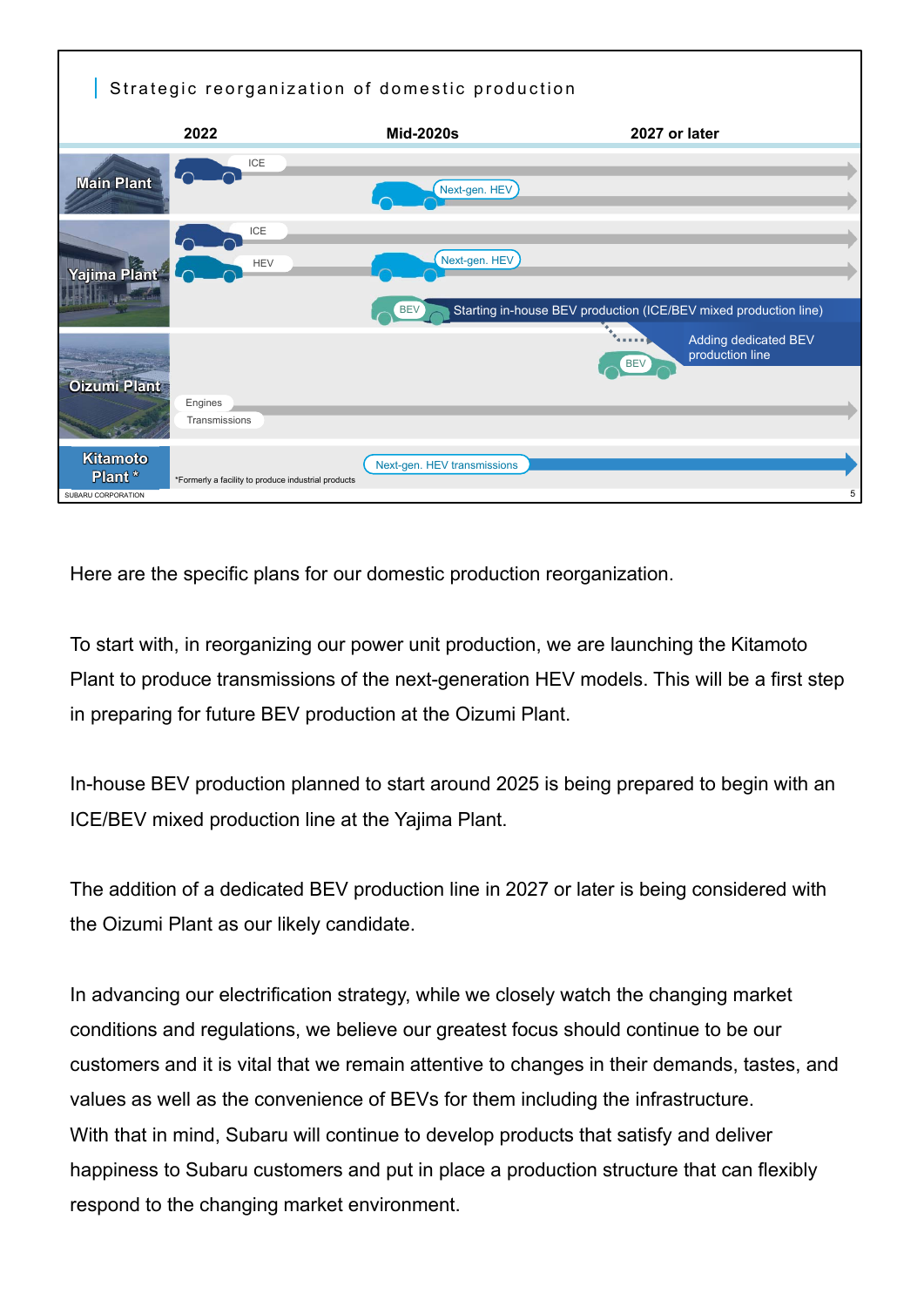## Strategic reorganization of domestic production

| | 2022 | Mid-2020s | 2027 or later |
|---|---|---|---|
| Main Plant | ICE → | | |
| | | Next-gen. HEV → | |
| Yajima Plant | ICE → | | |
| | HEV → | Next-gen. HEV → | |
| | | BEV: Starting in-house BEV production (ICE/BEV mixed production line) | |
| Oizumi Plant | | | BEV: Adding dedicated BEV production line |
| | Engines / Transmissions → | | |
| Kitamoto Plant * | | Next-gen. HEV transmissions → | |

*Formerly a facility to produce industrial products

Here are the specific plans for our domestic production reorganization.

To start with, in reorganizing our power unit production, we are launching the Kitamoto Plant to produce transmissions of the next-generation HEV models. This will be a first step in preparing for future BEV production at the Oizumi Plant.

In-house BEV production planned to start around 2025 is being prepared to begin with an ICE/BEV mixed production line at the Yajima Plant.

The addition of a dedicated BEV production line in 2027 or later is being considered with the Oizumi Plant as our likely candidate.

In advancing our electrification strategy, while we closely watch the changing market conditions and regulations, we believe our greatest focus should continue to be our customers and it is vital that we remain attentive to changes in their demands, tastes, and values as well as the convenience of BEVs for them including the infrastructure.
With that in mind, Subaru will continue to develop products that satisfy and deliver happiness to Subaru customers and put in place a production structure that can flexibly respond to the changing market environment.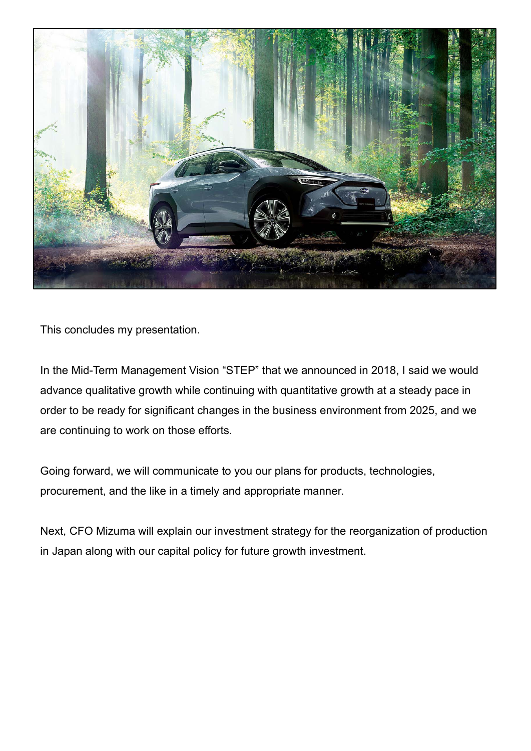This concludes my presentation.

In the Mid-Term Management Vision “STEP” that we announced in 2018, I said we would advance qualitative growth while continuing with quantitative growth at a steady pace in order to be ready for significant changes in the business environment from 2025, and we are continuing to work on those efforts.

Going forward, we will communicate to you our plans for products, technologies, procurement, and the like in a timely and appropriate manner.

Next, CFO Mizuma will explain our investment strategy for the reorganization of production in Japan along with our capital policy for future growth investment.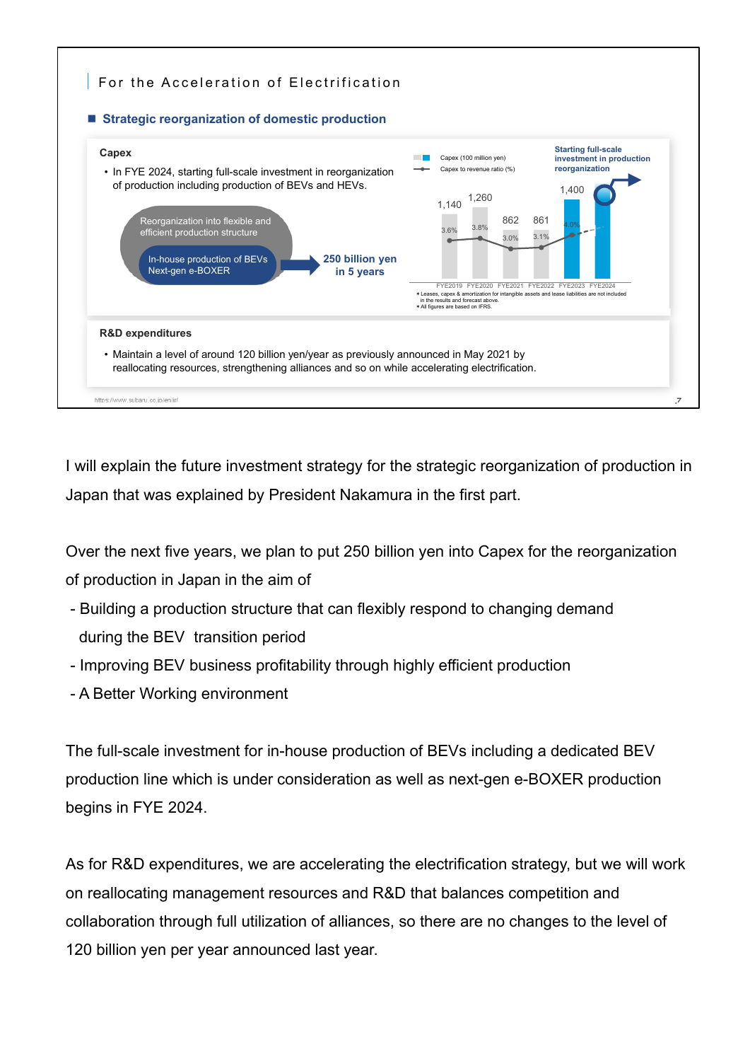## For the Acceleration of Electrification

### ■ Strategic reorganization of domestic production

**Capex**

- In FYE 2024, starting full-scale investment in reorganization of production including production of BEVs and HEVs.

Reorganization into flexible and efficient production structure

In-house production of BEVs
Next-gen e-BOXER

**250 billion yen in 5 years**

| | FYE2019 | FYE2020 | FYE2021 | FYE2022 | FYE2023 | FYE2024 |
|---|---|---|---|---|---|---|
| Capex (100 million yen) | 1,140 | 1,260 | 862 | 861 | 1,400 | |
| Capex to revenue ratio (%) | 3.6% | 3.8% | 3.0% | 3.1% | 4.0% | |

Starting full-scale investment in production reorganization

* Leases, capex & amortization for intangible assets and lease liabilities are not included in the results and forecast above.
* All figures are based on IFRS.

**R&D expenditures**

- Maintain a level of around 120 billion yen/year as previously announced in May 2021 by reallocating resources, strengthening alliances and so on while accelerating electrification.

https://www.subaru.co.jp/en/ir/

I will explain the future investment strategy for the strategic reorganization of production in Japan that was explained by President Nakamura in the first part.

Over the next five years, we plan to put 250 billion yen into Capex for the reorganization of production in Japan in the aim of

- Building a production structure that can flexibly respond to changing demand during the BEV transition period
- Improving BEV business profitability through highly efficient production
- A Better Working environment

The full-scale investment for in-house production of BEVs including a dedicated BEV production line which is under consideration as well as next-gen e-BOXER production begins in FYE 2024.

As for R&D expenditures, we are accelerating the electrification strategy, but we will work on reallocating management resources and R&D that balances competition and collaboration through full utilization of alliances, so there are no changes to the level of 120 billion yen per year announced last year.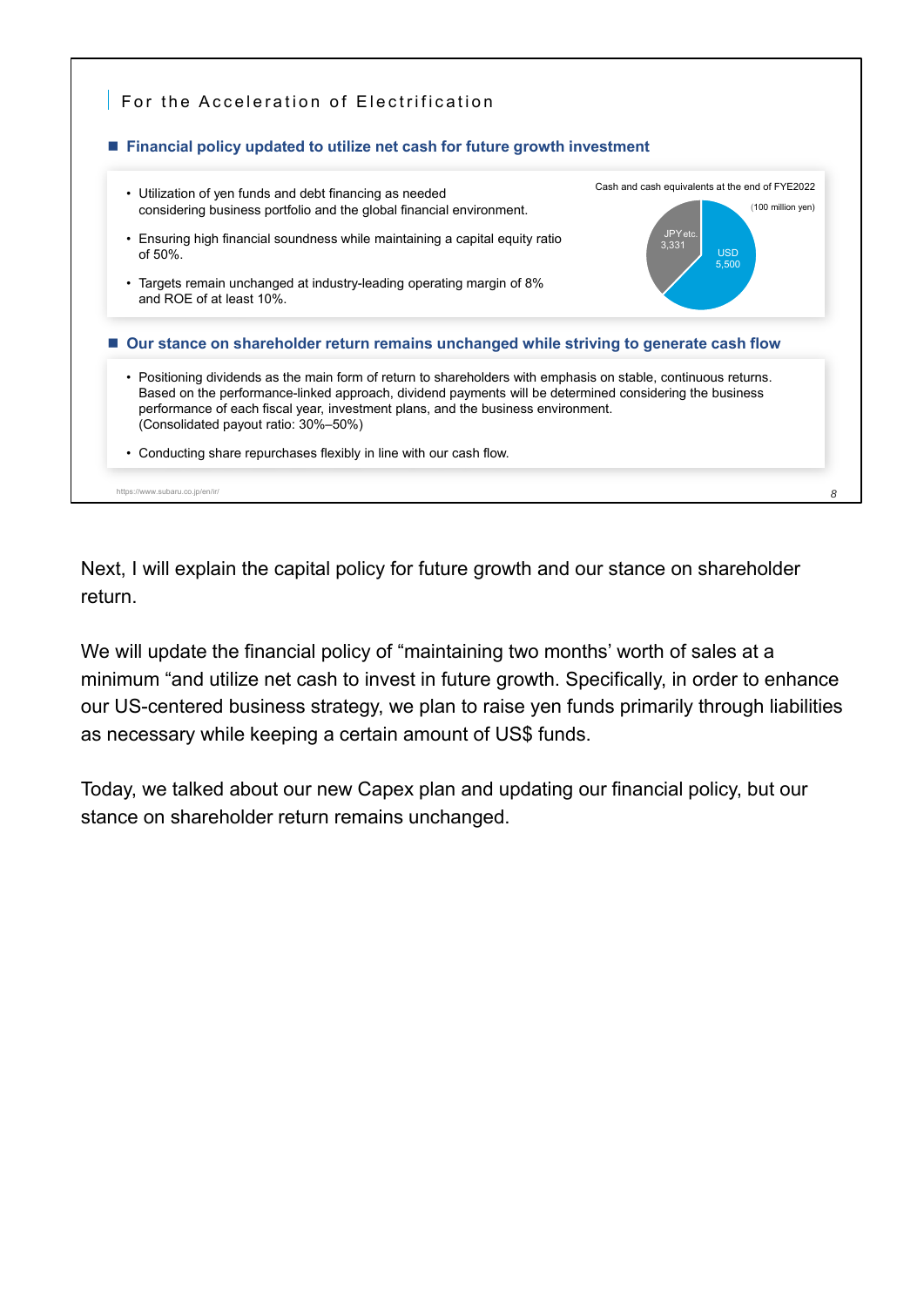## For the Acceleration of Electrification

### ■ Financial policy updated to utilize net cash for future growth investment

- Utilization of yen funds and debt financing as needed considering business portfolio and the global financial environment.
- Ensuring high financial soundness while maintaining a capital equity ratio of 50%.
- Targets remain unchanged at industry-leading operating margin of 8% and ROE of at least 10%.

Cash and cash equivalents at the end of FYE2022

(100 million yen)

JPY etc. 3,331

USD 5,500

### ■ Our stance on shareholder return remains unchanged while striving to generate cash flow

- Positioning dividends as the main form of return to shareholders with emphasis on stable, continuous returns. Based on the performance-linked approach, dividend payments will be determined considering the business performance of each fiscal year, investment plans, and the business environment. (Consolidated payout ratio: 30%–50%)
- Conducting share repurchases flexibly in line with our cash flow.

https://www.subaru.co.jp/en/ir/

Next, I will explain the capital policy for future growth and our stance on shareholder return.

We will update the financial policy of "maintaining two months' worth of sales at a minimum "and utilize net cash to invest in future growth. Specifically, in order to enhance our US-centered business strategy, we plan to raise yen funds primarily through liabilities as necessary while keeping a certain amount of US$ funds.

Today, we talked about our new Capex plan and updating our financial policy, but our stance on shareholder return remains unchanged.